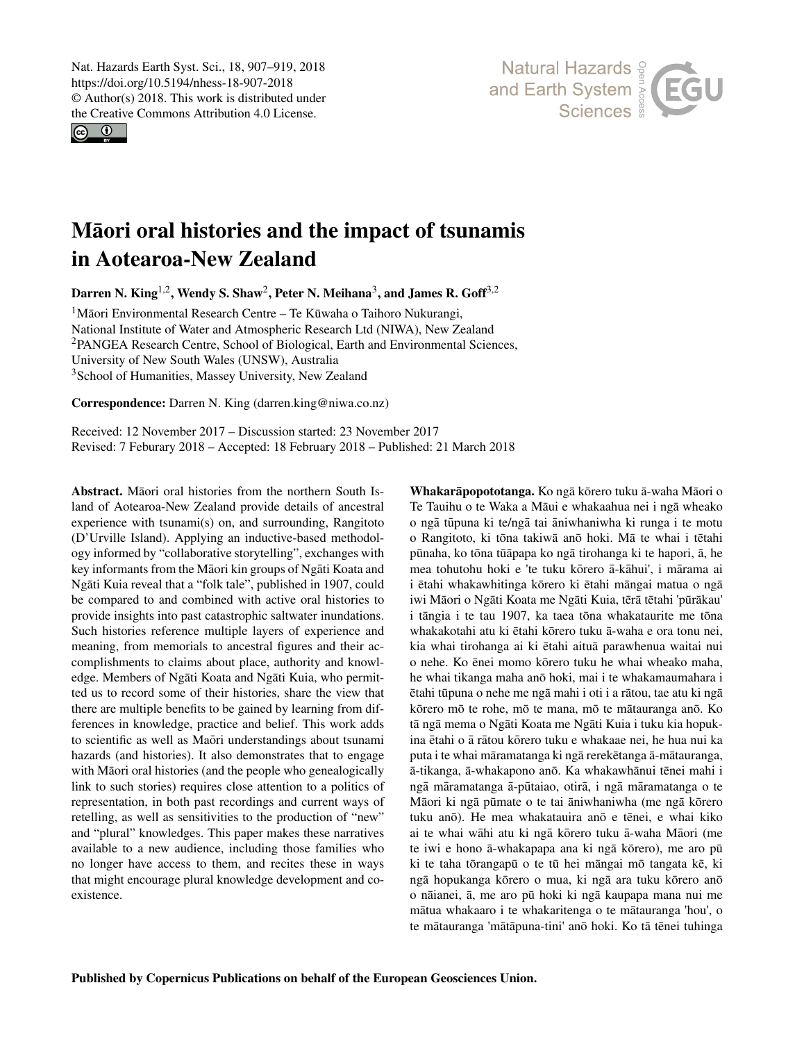# Māori oral histories and the impact of tsunamis in Aotearoa-New Zealand

Darren N. King[1,2], Wendy S. Shaw[2], Peter N. Meihana[3], and James R. Goff[3,2]

[1]Māori Environmental Research Centre – Te Kūwaha o Taihoro Nukurangi, National Institute of Water and Atmospheric Research Ltd (NIWA), New Zealand
[2]PANGEA Research Centre, School of Biological, Earth and Environmental Sciences, University of New South Wales (UNSW), Australia
[3]School of Humanities, Massey University, New Zealand

**Correspondence:** Darren N. King (darren.king@niwa.co.nz)

Received: 12 November 2017 – Discussion started: 23 November 2017
Revised: 7 Feburary 2018 – Accepted: 18 February 2018 – Published: 21 March 2018

**Abstract.** Māori oral histories from the northern South Island of Aotearoa-New Zealand provide details of ancestral experience with tsunami(s) on, and surrounding, Rangitoto (D'Urville Island). Applying an inductive-based methodology informed by "collaborative storytelling", exchanges with key informants from the Māori kin groups of Ngāti Koata and Ngāti Kuia reveal that a "folk tale", published in 1907, could be compared to and combined with active oral histories to provide insights into past catastrophic saltwater inundations. Such histories reference multiple layers of experience and meaning, from memorials to ancestral figures and their accomplishments to claims about place, authority and knowledge. Members of Ngāti Koata and Ngāti Kuia, who permitted us to record some of their histories, share the view that there are multiple benefits to be gained by learning from differences in knowledge, practice and belief. This work adds to scientific as well as Maōri understandings about tsunami hazards (and histories). It also demonstrates that to engage with Māori oral histories (and the people who genealogically link to such stories) requires close attention to a politics of representation, in both past recordings and current ways of retelling, as well as sensitivities to the production of "new" and "plural" knowledges. This paper makes these narratives available to a new audience, including those families who no longer have access to them, and recites these in ways that might encourage plural knowledge development and coexistence.

**Whakarāpopototanga.** Ko ngā kōrero tuku ā-waha Māori o Te Tauihu o te Waka a Māui e whakaahua nei i ngā wheako o ngā tūpuna ki te/ngā tai āniwhaniwha ki runga i te motu o Rangitoto, ki tōna takiwā anō hoki. Mā te whai i tētahi pūnaha, ko tōna tūāpapa ko ngā tirohanga ki te hapori, ā, he mea tohutohu hoki e 'te tuku kōrero ā-kāhui', i mārama ai i ētahi whakawhitinga kōrero ki ētahi māngai matua o ngā iwi Māori o Ngāti Koata me Ngāti Kuia, tērā tētahi 'pūrākau' i tāngia i te tau 1907, ka taea tōna whakataurite me tōna whakakotahi atu ki ētahi kōrero tuku ā-waha e ora tonu nei, kia whai tirohanga ai ki ētahi aituā parawhenua waitai nui o nehe. Ko ēnei momo kōrero tuku he whai wheako maha, he whai tikanga maha anō hoki, mai i te whakamaumahara i ētahi tūpuna o nehe me ngā mahi i oti i a rātou, tae atu ki ngā kōrero mō te rohe, mō te mana, mō te mātauranga anō. Ko tā ngā mema o Ngāti Koata me Ngāti Kuia i tuku kia hopukina ētahi o ā rātou kōrero tuku e whakaae nei, he hua nui ka puta i te whai māramatanga ki ngā rerekētanga ā-mātauranga, ā-tikanga, ā-whakapono anō. Ka whakawhānui tēnei mahi i ngā māramatanga ā-pūtaiao, otirā, i ngā māramatanga o te Māori ki ngā pūmate o te tai āniwhaniwha (me ngā kōrero tuku anō). He mea whakatauira anō te tēnei, e whai kiko ai te whai wāhi atu ki ngā kōrero tuku ā-waha Māori (me te iwi e hono ā-whakapapa ana ki ngā kōrero), me aro pū ki te taha tōrangapū o te tū hei māngai mō tangata kē, ki ngā hopukanga kōrero o mua, ki ngā ara tuku kōrero anō o nāianei, ā, me aro pū hoki ki ngā kaupapa mana nui me mātua whakaaro i te whakaritenga o te mātauranga 'hou', o te mātauranga 'mātāpuna-tini' anō hoki. Ko tā tēnei tuhinga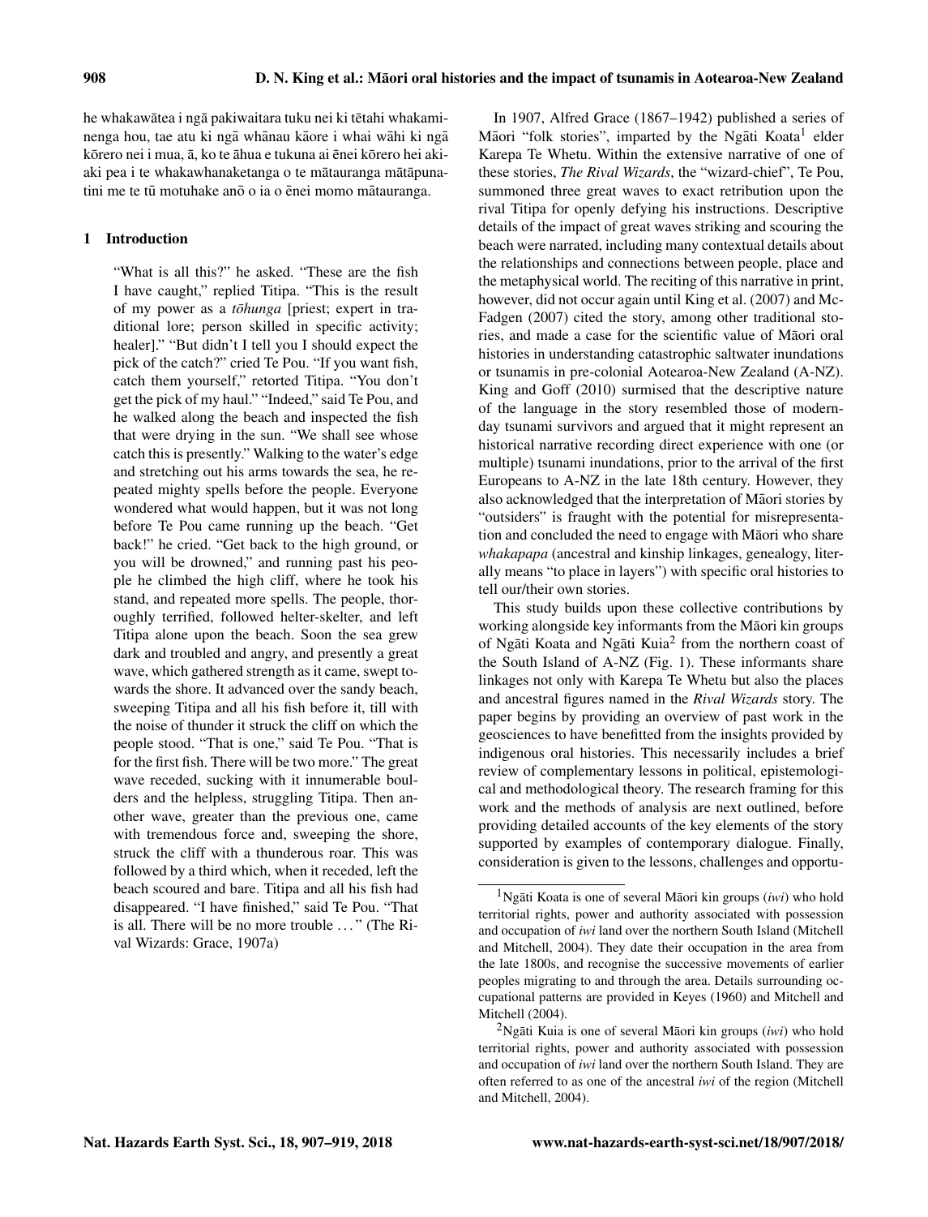he whakawātea i ngā pakiwaitara tuku nei ki tētahi whakaminenga hou, tae atu ki ngā whānau kāore i whai wāhi ki ngā kōrero nei i mua, ā, ko te āhua e tukuna ai ēnei kōrero hei akiaki pea i te whakawhanaketanga o te mātauranga mātāpunatini me te tū motuhake anō o ia o ēnei momo mātauranga.

## 1 Introduction

> "What is all this?" he asked. "These are the fish I have caught," replied Titipa. "This is the result of my power as a *tōhunga* [priest; expert in traditional lore; person skilled in specific activity; healer]." "But didn't I tell you I should expect the pick of the catch?" cried Te Pou. "If you want fish, catch them yourself," retorted Titipa. "You don't get the pick of my haul." "Indeed," said Te Pou, and he walked along the beach and inspected the fish that were drying in the sun. "We shall see whose catch this is presently." Walking to the water's edge and stretching out his arms towards the sea, he repeated mighty spells before the people. Everyone wondered what would happen, but it was not long before Te Pou came running up the beach. "Get back!" he cried. "Get back to the high ground, or you will be drowned," and running past his people he climbed the high cliff, where he took his stand, and repeated more spells. The people, thoroughly terrified, followed helter-skelter, and left Titipa alone upon the beach. Soon the sea grew dark and troubled and angry, and presently a great wave, which gathered strength as it came, swept towards the shore. It advanced over the sandy beach, sweeping Titipa and all his fish before it, till with the noise of thunder it struck the cliff on which the people stood. "That is one," said Te Pou. "That is for the first fish. There will be two more." The great wave receded, sucking with it innumerable boulders and the helpless, struggling Titipa. Then another wave, greater than the previous one, came with tremendous force and, sweeping the shore, struck the cliff with a thunderous roar. This was followed by a third which, when it receded, left the beach scoured and bare. Titipa and all his fish had disappeared. "I have finished," said Te Pou. "That is all. There will be no more trouble ..." (The Rival Wizards: Grace, 1907a)

In 1907, Alfred Grace (1867–1942) published a series of Māori "folk stories", imparted by the Ngāti Koata[1] elder Karepa Te Whetu. Within the extensive narrative of one of these stories, *The Rival Wizards*, the "wizard-chief", Te Pou, summoned three great waves to exact retribution upon the rival Titipa for openly defying his instructions. Descriptive details of the impact of great waves striking and scouring the beach were narrated, including many contextual details about the relationships and connections between people, place and the metaphysical world. The reciting of this narrative in print, however, did not occur again until King et al. (2007) and McFadgen (2007) cited the story, among other traditional stories, and made a case for the scientific value of Māori oral histories in understanding catastrophic saltwater inundations or tsunamis in pre-colonial Aotearoa-New Zealand (A-NZ). King and Goff (2010) surmised that the descriptive nature of the language in the story resembled those of modern-day tsunami survivors and argued that it might represent an historical narrative recording direct experience with one (or multiple) tsunami inundations, prior to the arrival of the first Europeans to A-NZ in the late 18th century. However, they also acknowledged that the interpretation of Māori stories by "outsiders" is fraught with the potential for misrepresentation and concluded the need to engage with Māori who share *whakapapa* (ancestral and kinship linkages, genealogy, literally means "to place in layers") with specific oral histories to tell our/their own stories.

This study builds upon these collective contributions by working alongside key informants from the Māori kin groups of Ngāti Koata and Ngāti Kuia[2] from the northern coast of the South Island of A-NZ (Fig. 1). These informants share linkages not only with Karepa Te Whetu but also the places and ancestral figures named in the *Rival Wizards* story. The paper begins by providing an overview of past work in the geosciences to have benefitted from the insights provided by indigenous oral histories. This necessarily includes a brief review of complementary lessons in political, epistemological and methodological theory. The research framing for this work and the methods of analysis are next outlined, before providing detailed accounts of the key elements of the story supported by examples of contemporary dialogue. Finally, consideration is given to the lessons, challenges and opportu-

[1] Ngāti Koata is one of several Māori kin groups (*iwi*) who hold territorial rights, power and authority associated with possession and occupation of *iwi* land over the northern South Island (Mitchell and Mitchell, 2004). They date their occupation in the area from the late 1800s, and recognise the successive movements of earlier peoples migrating to and through the area. Details surrounding occupational patterns are provided in Keyes (1960) and Mitchell and Mitchell (2004).

[2] Ngāti Kuia is one of several Māori kin groups (*iwi*) who hold territorial rights, power and authority associated with possession and occupation of *iwi* land over the northern South Island. They are often referred to as one of the ancestral *iwi* of the region (Mitchell and Mitchell, 2004).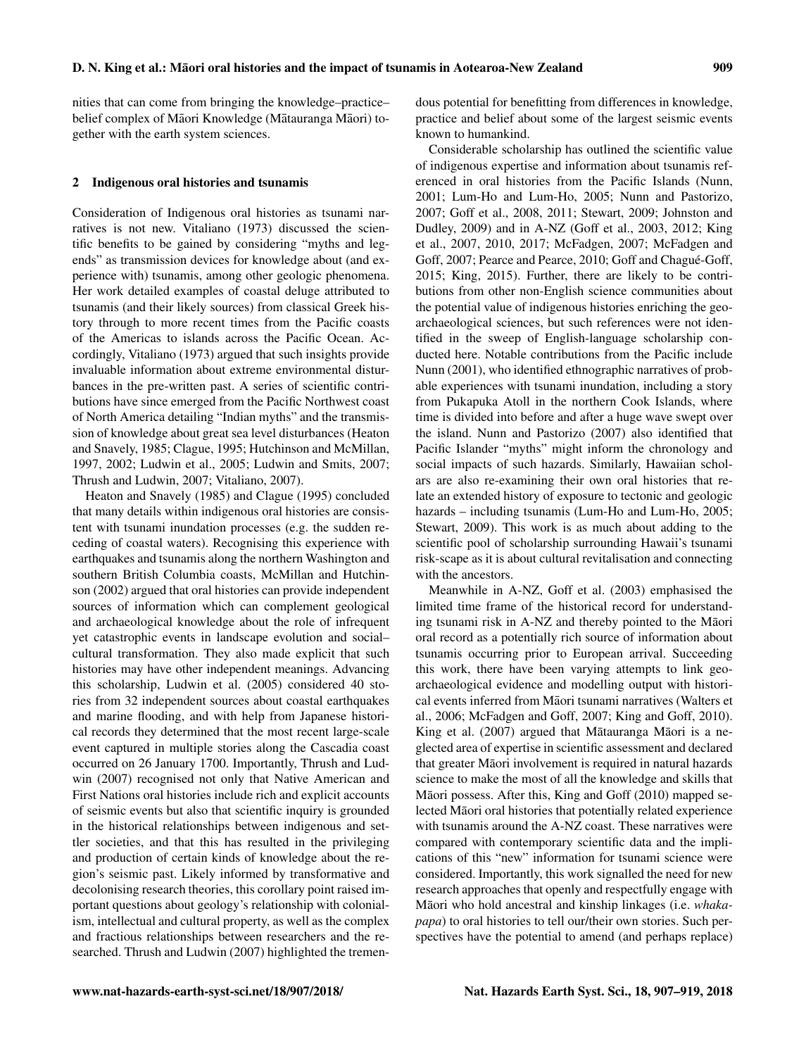nities that can come from bringing the knowledge–practice–belief complex of Māori Knowledge (Mātauranga Māori) together with the earth system sciences.

## 2 Indigenous oral histories and tsunamis

Consideration of Indigenous oral histories as tsunami narratives is not new. Vitaliano (1973) discussed the scientific benefits to be gained by considering "myths and legends" as transmission devices for knowledge about (and experience with) tsunamis, among other geologic phenomena. Her work detailed examples of coastal deluge attributed to tsunamis (and their likely sources) from classical Greek history through to more recent times from the Pacific coasts of the Americas to islands across the Pacific Ocean. Accordingly, Vitaliano (1973) argued that such insights provide invaluable information about extreme environmental disturbances in the pre-written past. A series of scientific contributions have since emerged from the Pacific Northwest coast of North America detailing "Indian myths" and the transmission of knowledge about great sea level disturbances (Heaton and Snavely, 1985; Clague, 1995; Hutchinson and McMillan, 1997, 2002; Ludwin et al., 2005; Ludwin and Smits, 2007; Thrush and Ludwin, 2007; Vitaliano, 2007).

Heaton and Snavely (1985) and Clague (1995) concluded that many details within indigenous oral histories are consistent with tsunami inundation processes (e.g. the sudden receding of coastal waters). Recognising this experience with earthquakes and tsunamis along the northern Washington and southern British Columbia coasts, McMillan and Hutchinson (2002) argued that oral histories can provide independent sources of information which can complement geological and archaeological knowledge about the role of infrequent yet catastrophic events in landscape evolution and social–cultural transformation. They also made explicit that such histories may have other independent meanings. Advancing this scholarship, Ludwin et al. (2005) considered 40 stories from 32 independent sources about coastal earthquakes and marine flooding, and with help from Japanese historical records they determined that the most recent large-scale event captured in multiple stories along the Cascadia coast occurred on 26 January 1700. Importantly, Thrush and Ludwin (2007) recognised not only that Native American and First Nations oral histories include rich and explicit accounts of seismic events but also that scientific inquiry is grounded in the historical relationships between indigenous and settler societies, and that this has resulted in the privileging and production of certain kinds of knowledge about the region's seismic past. Likely informed by transformative and decolonising research theories, this corollary point raised important questions about geology's relationship with colonialism, intellectual and cultural property, as well as the complex and fractious relationships between researchers and the researched. Thrush and Ludwin (2007) highlighted the tremendous potential for benefitting from differences in knowledge, practice and belief about some of the largest seismic events known to humankind.

Considerable scholarship has outlined the scientific value of indigenous expertise and information about tsunamis referenced in oral histories from the Pacific Islands (Nunn, 2001; Lum-Ho and Lum-Ho, 2005; Nunn and Pastorizo, 2007; Goff et al., 2008, 2011; Stewart, 2009; Johnston and Dudley, 2009) and in A-NZ (Goff et al., 2003, 2012; King et al., 2007, 2010, 2017; McFadgen, 2007; McFadgen and Goff, 2007; Pearce and Pearce, 2010; Goff and Chagué-Goff, 2015; King, 2015). Further, there are likely to be contributions from other non-English science communities about the potential value of indigenous histories enriching the geoarchaeological sciences, but such references were not identified in the sweep of English-language scholarship conducted here. Notable contributions from the Pacific include Nunn (2001), who identified ethnographic narratives of probable experiences with tsunami inundation, including a story from Pukapuka Atoll in the northern Cook Islands, where time is divided into before and after a huge wave swept over the island. Nunn and Pastorizo (2007) also identified that Pacific Islander "myths" might inform the chronology and social impacts of such hazards. Similarly, Hawaiian scholars are also re-examining their own oral histories that relate an extended history of exposure to tectonic and geologic hazards – including tsunamis (Lum-Ho and Lum-Ho, 2005; Stewart, 2009). This work is as much about adding to the scientific pool of scholarship surrounding Hawaii's tsunami risk-scape as it is about cultural revitalisation and connecting with the ancestors.

Meanwhile in A-NZ, Goff et al. (2003) emphasised the limited time frame of the historical record for understanding tsunami risk in A-NZ and thereby pointed to the Māori oral record as a potentially rich source of information about tsunamis occurring prior to European arrival. Succeeding this work, there have been varying attempts to link geoarchaeological evidence and modelling output with historical events inferred from Māori tsunami narratives (Walters et al., 2006; McFadgen and Goff, 2007; King and Goff, 2010). King et al. (2007) argued that Mātauranga Māori is a neglected area of expertise in scientific assessment and declared that greater Māori involvement is required in natural hazards science to make the most of all the knowledge and skills that Māori possess. After this, King and Goff (2010) mapped selected Māori oral histories that potentially related experience with tsunamis around the A-NZ coast. These narratives were compared with contemporary scientific data and the implications of this "new" information for tsunami science were considered. Importantly, this work signalled the need for new research approaches that openly and respectfully engage with Māori who hold ancestral and kinship linkages (i.e. *whakapapa*) to oral histories to tell our/their own stories. Such perspectives have the potential to amend (and perhaps replace)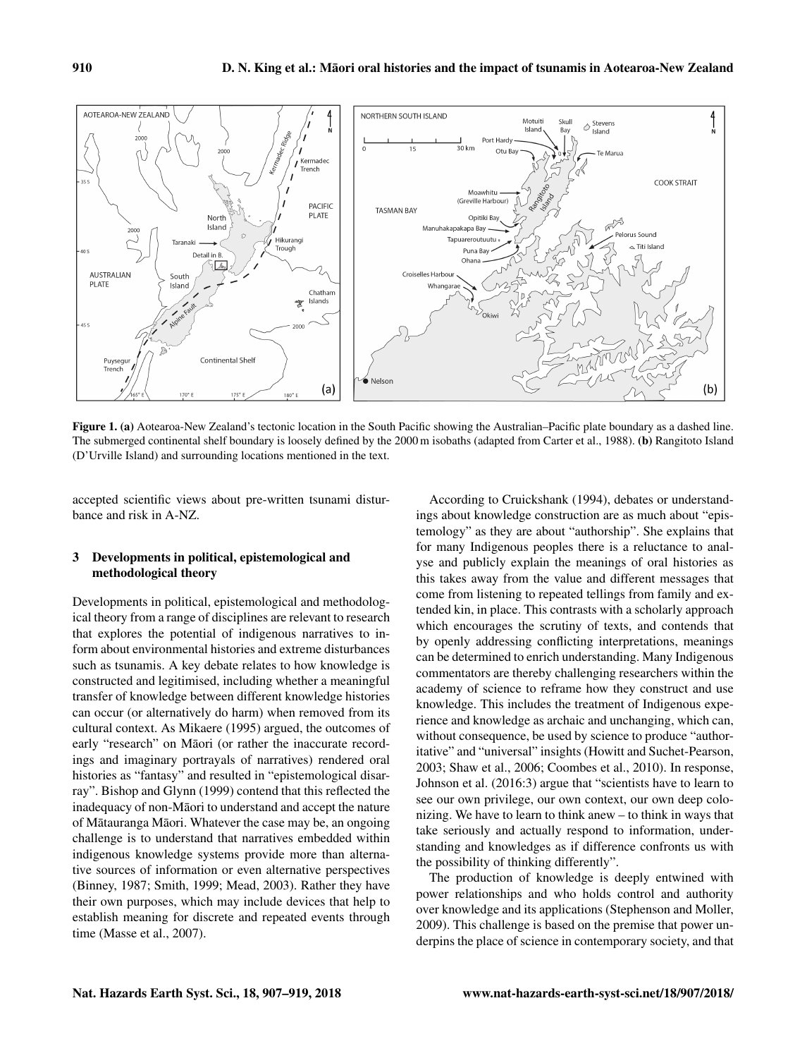**Figure 1. (a)** Aotearoa-New Zealand's tectonic location in the South Pacific showing the Australian–Pacific plate boundary as a dashed line. The submerged continental shelf boundary is loosely defined by the 2000 m isobaths (adapted from Carter et al., 1988). **(b)** Rangitoto Island (D'Urville Island) and surrounding locations mentioned in the text.

accepted scientific views about pre-written tsunami disturbance and risk in A-NZ.

## 3 Developments in political, epistemological and methodological theory

Developments in political, epistemological and methodological theory from a range of disciplines are relevant to research that explores the potential of indigenous narratives to inform about environmental histories and extreme disturbances such as tsunamis. A key debate relates to how knowledge is constructed and legitimised, including whether a meaningful transfer of knowledge between different knowledge histories can occur (or alternatively do harm) when removed from its cultural context. As Mikaere (1995) argued, the outcomes of early "research" on Māori (or rather the inaccurate recordings and imaginary portrayals of narratives) rendered oral histories as "fantasy" and resulted in "epistemological disarray". Bishop and Glynn (1999) contend that this reflected the inadequacy of non-Māori to understand and accept the nature of Mātauranga Māori. Whatever the case may be, an ongoing challenge is to understand that narratives embedded within indigenous knowledge systems provide more than alternative sources of information or even alternative perspectives (Binney, 1987; Smith, 1999; Mead, 2003). Rather they have their own purposes, which may include devices that help to establish meaning for discrete and repeated events through time (Masse et al., 2007).

According to Cruickshank (1994), debates or understandings about knowledge construction are as much about "epistemology" as they are about "authorship". She explains that for many Indigenous peoples there is a reluctance to analyse and publicly explain the meanings of oral histories as this takes away from the value and different messages that come from listening to repeated tellings from family and extended kin, in place. This contrasts with a scholarly approach which encourages the scrutiny of texts, and contends that by openly addressing conflicting interpretations, meanings can be determined to enrich understanding. Many Indigenous commentators are thereby challenging researchers within the academy of science to reframe how they construct and use knowledge. This includes the treatment of Indigenous experience and knowledge as archaic and unchanging, which can, without consequence, be used by science to produce "authoritative" and "universal" insights (Howitt and Suchet-Pearson, 2003; Shaw et al., 2006; Coombes et al., 2010). In response, Johnson et al. (2016:3) argue that "scientists have to learn to see our own privilege, our own context, our own deep colonizing. We have to learn to think anew – to think in ways that take seriously and actually respond to information, understanding and knowledges as if difference confronts us with the possibility of thinking differently".

The production of knowledge is deeply entwined with power relationships and who holds control and authority over knowledge and its applications (Stephenson and Moller, 2009). This challenge is based on the premise that power underpins the place of science in contemporary society, and that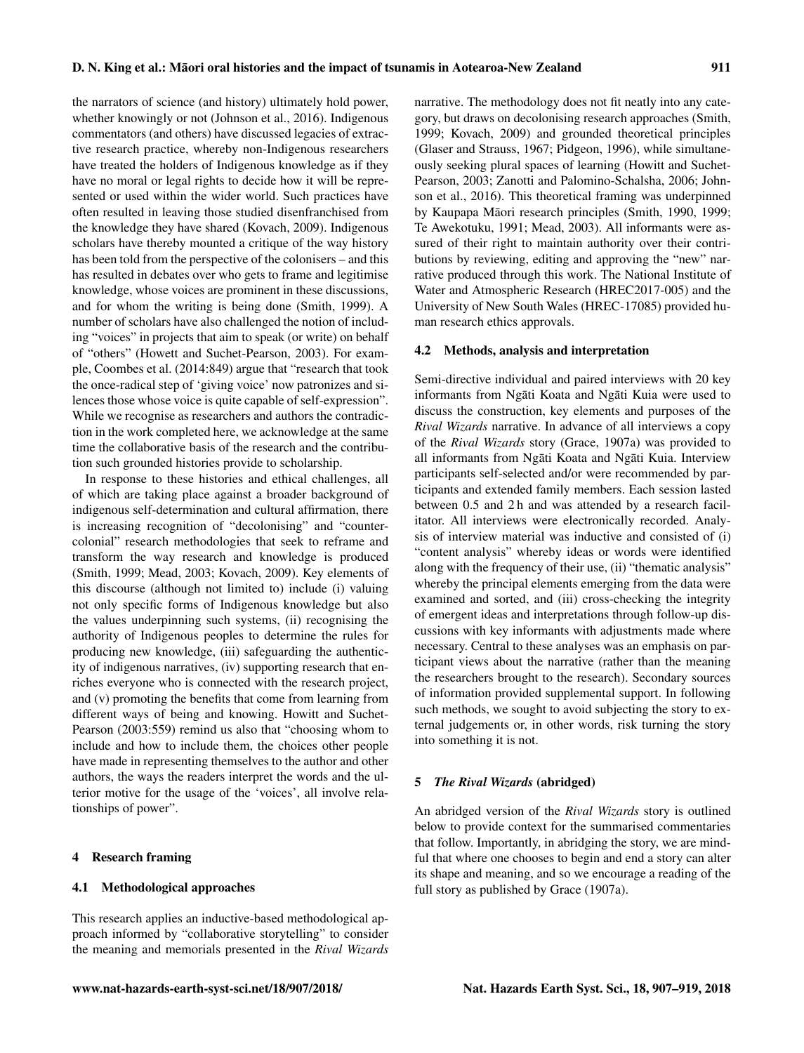the narrators of science (and history) ultimately hold power, whether knowingly or not (Johnson et al., 2016). Indigenous commentators (and others) have discussed legacies of extractive research practice, whereby non-Indigenous researchers have treated the holders of Indigenous knowledge as if they have no moral or legal rights to decide how it will be represented or used within the wider world. Such practices have often resulted in leaving those studied disenfranchised from the knowledge they have shared (Kovach, 2009). Indigenous scholars have thereby mounted a critique of the way history has been told from the perspective of the colonisers – and this has resulted in debates over who gets to frame and legitimise knowledge, whose voices are prominent in these discussions, and for whom the writing is being done (Smith, 1999). A number of scholars have also challenged the notion of including "voices" in projects that aim to speak (or write) on behalf of "others" (Howett and Suchet-Pearson, 2003). For example, Coombes et al. (2014:849) argue that "research that took the once-radical step of 'giving voice' now patronizes and silences those whose voice is quite capable of self-expression". While we recognise as researchers and authors the contradiction in the work completed here, we acknowledge at the same time the collaborative basis of the research and the contribution such grounded histories provide to scholarship.

In response to these histories and ethical challenges, all of which are taking place against a broader background of indigenous self-determination and cultural affirmation, there is increasing recognition of "decolonising" and "counter-colonial" research methodologies that seek to reframe and transform the way research and knowledge is produced (Smith, 1999; Mead, 2003; Kovach, 2009). Key elements of this discourse (although not limited to) include (i) valuing not only specific forms of Indigenous knowledge but also the values underpinning such systems, (ii) recognising the authority of Indigenous peoples to determine the rules for producing new knowledge, (iii) safeguarding the authenticity of indigenous narratives, (iv) supporting research that enriches everyone who is connected with the research project, and (v) promoting the benefits that come from learning from different ways of being and knowing. Howitt and Suchet-Pearson (2003:559) remind us also that "choosing whom to include and how to include them, the choices other people have made in representing themselves to the author and other authors, the ways the readers interpret the words and the ulterior motive for the usage of the 'voices', all involve relationships of power".

## 4 Research framing

### 4.1 Methodological approaches

This research applies an inductive-based methodological approach informed by "collaborative storytelling" to consider the meaning and memorials presented in the *Rival Wizards* narrative. The methodology does not fit neatly into any category, but draws on decolonising research approaches (Smith, 1999; Kovach, 2009) and grounded theoretical principles (Glaser and Strauss, 1967; Pidgeon, 1996), while simultaneously seeking plural spaces of learning (Howitt and Suchet-Pearson, 2003; Zanotti and Palomino-Schalsha, 2006; Johnson et al., 2016). This theoretical framing was underpinned by Kaupapa Māori research principles (Smith, 1990, 1999; Te Awekotuku, 1991; Mead, 2003). All informants were assured of their right to maintain authority over their contributions by reviewing, editing and approving the "new" narrative produced through this work. The National Institute of Water and Atmospheric Research (HREC2017-005) and the University of New South Wales (HREC-17085) provided human research ethics approvals.

### 4.2 Methods, analysis and interpretation

Semi-directive individual and paired interviews with 20 key informants from Ngāti Koata and Ngāti Kuia were used to discuss the construction, key elements and purposes of the *Rival Wizards* narrative. In advance of all interviews a copy of the *Rival Wizards* story (Grace, 1907a) was provided to all informants from Ngāti Koata and Ngāti Kuia. Interview participants self-selected and/or were recommended by participants and extended family members. Each session lasted between 0.5 and 2 h and was attended by a research facilitator. All interviews were electronically recorded. Analysis of interview material was inductive and consisted of (i) "content analysis" whereby ideas or words were identified along with the frequency of their use, (ii) "thematic analysis" whereby the principal elements emerging from the data were examined and sorted, and (iii) cross-checking the integrity of emergent ideas and interpretations through follow-up discussions with key informants with adjustments made where necessary. Central to these analyses was an emphasis on participant views about the narrative (rather than the meaning the researchers brought to the research). Secondary sources of information provided supplemental support. In following such methods, we sought to avoid subjecting the story to external judgements or, in other words, risk turning the story into something it is not.

## 5 *The Rival Wizards* (abridged)

An abridged version of the *Rival Wizards* story is outlined below to provide context for the summarised commentaries that follow. Importantly, in abridging the story, we are mindful that where one chooses to begin and end a story can alter its shape and meaning, and so we encourage a reading of the full story as published by Grace (1907a).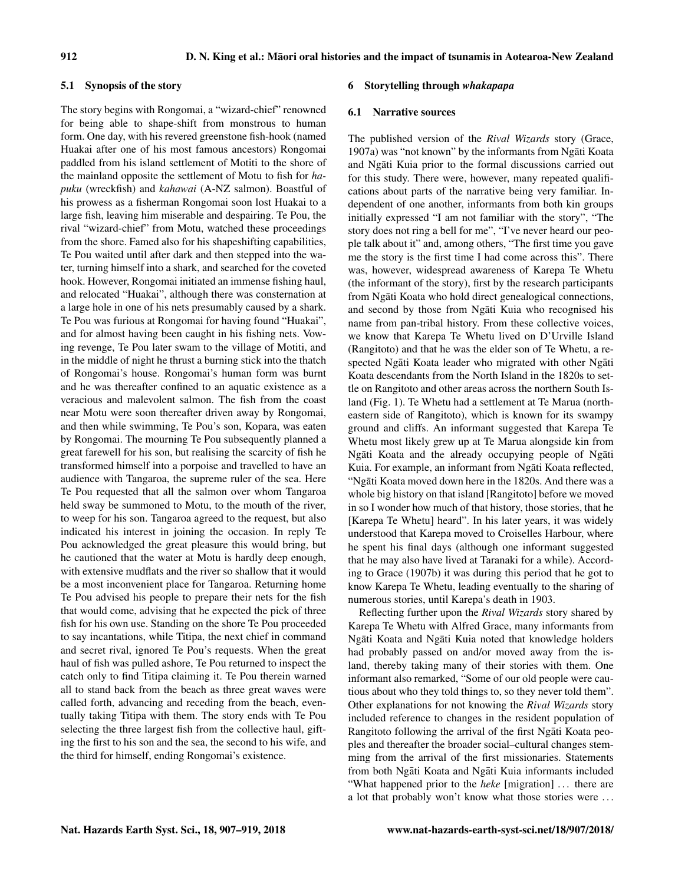### 5.1 Synopsis of the story

The story begins with Rongomai, a "wizard-chief" renowned for being able to shape-shift from monstrous to human form. One day, with his revered greenstone fish-hook (named Huakai after one of his most famous ancestors) Rongomai paddled from his island settlement of Motiti to the shore of the mainland opposite the settlement of Motu to fish for *hapuku* (wreckfish) and *kahawai* (A-NZ salmon). Boastful of his prowess as a fisherman Rongomai soon lost Huakai to a large fish, leaving him miserable and despairing. Te Pou, the rival "wizard-chief" from Motu, watched these proceedings from the shore. Famed also for his shapeshifting capabilities, Te Pou waited until after dark and then stepped into the water, turning himself into a shark, and searched for the coveted hook. However, Rongomai initiated an immense fishing haul, and relocated "Huakai", although there was consternation at a large hole in one of his nets presumably caused by a shark. Te Pou was furious at Rongomai for having found "Huakai", and for almost having been caught in his fishing nets. Vowing revenge, Te Pou later swam to the village of Motiti, and in the middle of night he thrust a burning stick into the thatch of Rongomai's house. Rongomai's human form was burnt and he was thereafter confined to an aquatic existence as a veracious and malevolent salmon. The fish from the coast near Motu were soon thereafter driven away by Rongomai, and then while swimming, Te Pou's son, Kopara, was eaten by Rongomai. The mourning Te Pou subsequently planned a great farewell for his son, but realising the scarcity of fish he transformed himself into a porpoise and travelled to have an audience with Tangaroa, the supreme ruler of the sea. Here Te Pou requested that all the salmon over whom Tangaroa held sway be summoned to Motu, to the mouth of the river, to weep for his son. Tangaroa agreed to the request, but also indicated his interest in joining the occasion. In reply Te Pou acknowledged the great pleasure this would bring, but he cautioned that the water at Motu is hardly deep enough, with extensive mudflats and the river so shallow that it would be a most inconvenient place for Tangaroa. Returning home Te Pou advised his people to prepare their nets for the fish that would come, advising that he expected the pick of three fish for his own use. Standing on the shore Te Pou proceeded to say incantations, while Titipa, the next chief in command and secret rival, ignored Te Pou's requests. When the great haul of fish was pulled ashore, Te Pou returned to inspect the catch only to find Titipa claiming it. Te Pou therein warned all to stand back from the beach as three great waves were called forth, advancing and receding from the beach, eventually taking Titipa with them. The story ends with Te Pou selecting the three largest fish from the collective haul, gifting the first to his son and the sea, the second to his wife, and the third for himself, ending Rongomai's existence.

## 6 Storytelling through *whakapapa*

### 6.1 Narrative sources

The published version of the *Rival Wizards* story (Grace, 1907a) was "not known" by the informants from Ngāti Koata and Ngāti Kuia prior to the formal discussions carried out for this study. There were, however, many repeated qualifications about parts of the narrative being very familiar. Independent of one another, informants from both kin groups initially expressed "I am not familiar with the story", "The story does not ring a bell for me", "I've never heard our people talk about it" and, among others, "The first time you gave me the story is the first time I had come across this". There was, however, widespread awareness of Karepa Te Whetu (the informant of the story), first by the research participants from Ngāti Koata who hold direct genealogical connections, and second by those from Ngāti Kuia who recognised his name from pan-tribal history. From these collective voices, we know that Karepa Te Whetu lived on D'Urville Island (Rangitoto) and that he was the elder son of Te Whetu, a respected Ngāti Koata leader who migrated with other Ngāti Koata descendants from the North Island in the 1820s to settle on Rangitoto and other areas across the northern South Island (Fig. 1). Te Whetu had a settlement at Te Marua (northeastern side of Rangitoto), which is known for its swampy ground and cliffs. An informant suggested that Karepa Te Whetu most likely grew up at Te Marua alongside kin from Ngāti Koata and the already occupying people of Ngāti Kuia. For example, an informant from Ngāti Koata reflected, "Ngāti Koata moved down here in the 1820s. And there was a whole big history on that island [Rangitoto] before we moved in so I wonder how much of that history, those stories, that he [Karepa Te Whetu] heard". In his later years, it was widely understood that Karepa moved to Croiselles Harbour, where he spent his final days (although one informant suggested that he may also have lived at Taranaki for a while). According to Grace (1907b) it was during this period that he got to know Karepa Te Whetu, leading eventually to the sharing of numerous stories, until Karepa's death in 1903.

Reflecting further upon the *Rival Wizards* story shared by Karepa Te Whetu with Alfred Grace, many informants from Ngāti Koata and Ngāti Kuia noted that knowledge holders had probably passed on and/or moved away from the island, thereby taking many of their stories with them. One informant also remarked, "Some of our old people were cautious about who they told things to, so they never told them". Other explanations for not knowing the *Rival Wizards* story included reference to changes in the resident population of Rangitoto following the arrival of the first Ngāti Koata peoples and thereafter the broader social–cultural changes stemming from the arrival of the first missionaries. Statements from both Ngāti Koata and Ngāti Kuia informants included "What happened prior to the *heke* [migration] … there are a lot that probably won't know what those stories were …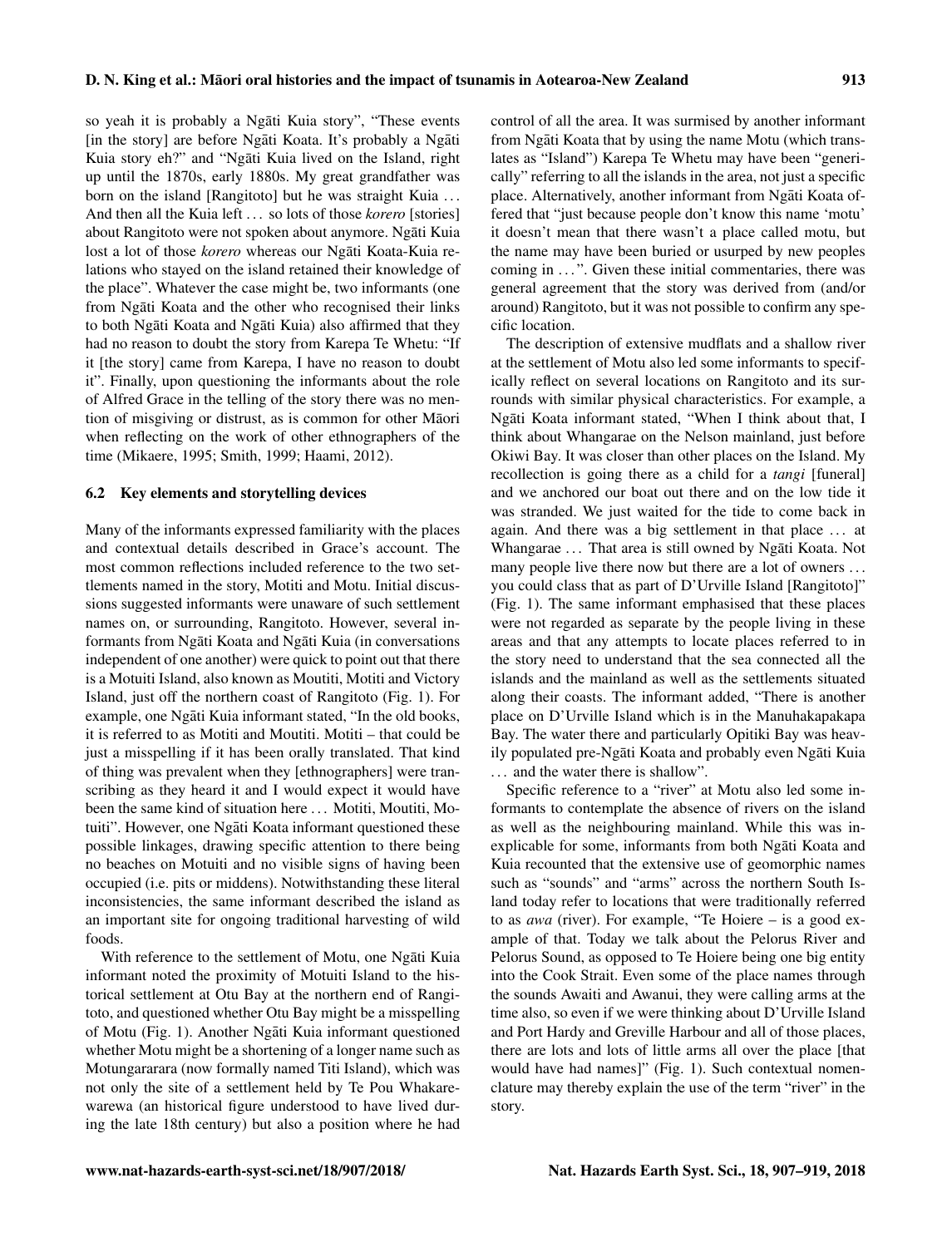so yeah it is probably a Ngāti Kuia story", "These events [in the story] are before Ngāti Koata. It's probably a Ngāti Kuia story eh?" and "Ngāti Kuia lived on the Island, right up until the 1870s, early 1880s. My great grandfather was born on the island [Rangitoto] but he was straight Kuia ... And then all the Kuia left ... so lots of those *korero* [stories] about Rangitoto were not spoken about anymore. Ngāti Kuia lost a lot of those *korero* whereas our Ngāti Koata-Kuia relations who stayed on the island retained their knowledge of the place". Whatever the case might be, two informants (one from Ngāti Koata and the other who recognised their links to both Ngāti Koata and Ngāti Kuia) also affirmed that they had no reason to doubt the story from Karepa Te Whetu: "If it [the story] came from Karepa, I have no reason to doubt it". Finally, upon questioning the informants about the role of Alfred Grace in the telling of the story there was no mention of misgiving or distrust, as is common for other Māori when reflecting on the work of other ethnographers of the time (Mikaere, 1995; Smith, 1999; Haami, 2012).

### 6.2 Key elements and storytelling devices

Many of the informants expressed familiarity with the places and contextual details described in Grace's account. The most common reflections included reference to the two settlements named in the story, Motiti and Motu. Initial discussions suggested informants were unaware of such settlement names on, or surrounding, Rangitoto. However, several informants from Ngāti Koata and Ngāti Kuia (in conversations independent of one another) were quick to point out that there is a Motuiti Island, also known as Moutiti, Motiti and Victory Island, just off the northern coast of Rangitoto (Fig. 1). For example, one Ngāti Kuia informant stated, "In the old books, it is referred to as Motiti and Moutiti. Motiti – that could be just a misspelling if it has been orally translated. That kind of thing was prevalent when they [ethnographers] were transcribing as they heard it and I would expect it would have been the same kind of situation here ... Motiti, Moutiti, Motuiti". However, one Ngāti Koata informant questioned these possible linkages, drawing specific attention to there being no beaches on Motuiti and no visible signs of having been occupied (i.e. pits or middens). Notwithstanding these literal inconsistencies, the same informant described the island as an important site for ongoing traditional harvesting of wild foods.

With reference to the settlement of Motu, one Ngāti Kuia informant noted the proximity of Motuiti Island to the historical settlement at Otu Bay at the northern end of Rangitoto, and questioned whether Otu Bay might be a misspelling of Motu (Fig. 1). Another Ngāti Kuia informant questioned whether Motu might be a shortening of a longer name such as Motungararara (now formally named Titi Island), which was not only the site of a settlement held by Te Pou Whakarewarewa (an historical figure understood to have lived during the late 18th century) but also a position where he had control of all the area. It was surmised by another informant from Ngāti Koata that by using the name Motu (which translates as "Island") Karepa Te Whetu may have been "generically" referring to all the islands in the area, not just a specific place. Alternatively, another informant from Ngāti Koata offered that "just because people don't know this name 'motu' it doesn't mean that there wasn't a place called motu, but the name may have been buried or usurped by new peoples coming in ...". Given these initial commentaries, there was general agreement that the story was derived from (and/or around) Rangitoto, but it was not possible to confirm any specific location.

The description of extensive mudflats and a shallow river at the settlement of Motu also led some informants to specifically reflect on several locations on Rangitoto and its surrounds with similar physical characteristics. For example, a Ngāti Koata informant stated, "When I think about that, I think about Whangarae on the Nelson mainland, just before Okiwi Bay. It was closer than other places on the Island. My recollection is going there as a child for a *tangi* [funeral] and we anchored our boat out there and on the low tide it was stranded. We just waited for the tide to come back in again. And there was a big settlement in that place ... at Whangarae ... That area is still owned by Ngāti Koata. Not many people live there now but there are a lot of owners ... you could class that as part of D'Urville Island [Rangitoto]" (Fig. 1). The same informant emphasised that these places were not regarded as separate by the people living in these areas and that any attempts to locate places referred to in the story need to understand that the sea connected all the islands and the mainland as well as the settlements situated along their coasts. The informant added, "There is another place on D'Urville Island which is in the Manuhakapakapa Bay. The water there and particularly Opitiki Bay was heavily populated pre-Ngāti Koata and probably even Ngāti Kuia ... and the water there is shallow".

Specific reference to a "river" at Motu also led some informants to contemplate the absence of rivers on the island as well as the neighbouring mainland. While this was inexplicable for some, informants from both Ngāti Koata and Kuia recounted that the extensive use of geomorphic names such as "sounds" and "arms" across the northern South Island today refer to locations that were traditionally referred to as *awa* (river). For example, "Te Hoiere – is a good example of that. Today we talk about the Pelorus River and Pelorus Sound, as opposed to Te Hoiere being one big entity into the Cook Strait. Even some of the place names through the sounds Awaiti and Awanui, they were calling arms at the time also, so even if we were thinking about D'Urville Island and Port Hardy and Greville Harbour and all of those places, there are lots and lots of little arms all over the place [that would have had names]" (Fig. 1). Such contextual nomenclature may thereby explain the use of the term "river" in the story.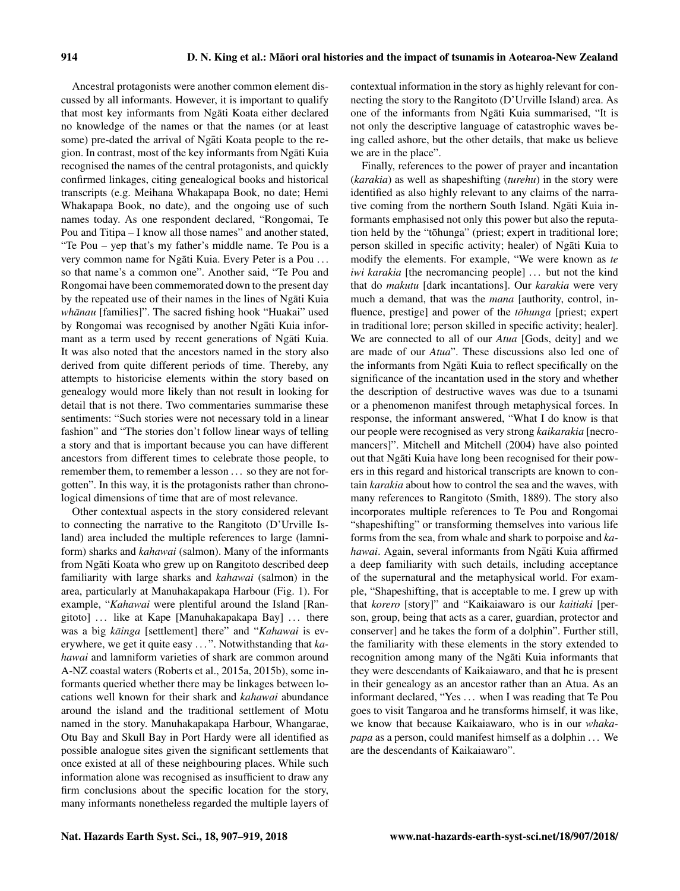Ancestral protagonists were another common element discussed by all informants. However, it is important to qualify that most key informants from Ngāti Koata either declared no knowledge of the names or that the names (or at least some) pre-dated the arrival of Ngāti Koata people to the region. In contrast, most of the key informants from Ngāti Kuia recognised the names of the central protagonists, and quickly confirmed linkages, citing genealogical books and historical transcripts (e.g. Meihana Whakapapa Book, no date; Hemi Whakapapa Book, no date), and the ongoing use of such names today. As one respondent declared, "Rongomai, Te Pou and Titipa – I know all those names" and another stated, "Te Pou – yep that's my father's middle name. Te Pou is a very common name for Ngāti Kuia. Every Peter is a Pou ... so that name's a common one". Another said, "Te Pou and Rongomai have been commemorated down to the present day by the repeated use of their names in the lines of Ngāti Kuia *whānau* [families]". The sacred fishing hook "Huakai" used by Rongomai was recognised by another Ngāti Kuia informant as a term used by recent generations of Ngāti Kuia. It was also noted that the ancestors named in the story also derived from quite different periods of time. Thereby, any attempts to historicise elements within the story based on genealogy would more likely than not result in looking for detail that is not there. Two commentaries summarise these sentiments: "Such stories were not necessary told in a linear fashion" and "The stories don't follow linear ways of telling a story and that is important because you can have different ancestors from different times to celebrate those people, to remember them, to remember a lesson ... so they are not forgotten". In this way, it is the protagonists rather than chronological dimensions of time that are of most relevance.

Other contextual aspects in the story considered relevant to connecting the narrative to the Rangitoto (D'Urville Island) area included the multiple references to large (lamniform) sharks and *kahawai* (salmon). Many of the informants from Ngāti Koata who grew up on Rangitoto described deep familiarity with large sharks and *kahawai* (salmon) in the area, particularly at Manuhakapakapa Harbour (Fig. 1). For example, "*Kahawai* were plentiful around the Island [Rangitoto] ... like at Kape [Manuhakapakapa Bay] ... there was a big *kāinga* [settlement] there" and "*Kahawai* is everywhere, we get it quite easy ...". Notwithstanding that *kahawai* and lamniform varieties of shark are common around A-NZ coastal waters (Roberts et al., 2015a, 2015b), some informants queried whether there may be linkages between locations well known for their shark and *kahawai* abundance around the island and the traditional settlement of Motu named in the story. Manuhakapakapa Harbour, Whangarae, Otu Bay and Skull Bay in Port Hardy were all identified as possible analogue sites given the significant settlements that once existed at all of these neighbouring places. While such information alone was recognised as insufficient to draw any firm conclusions about the specific location for the story, many informants nonetheless regarded the multiple layers of contextual information in the story as highly relevant for connecting the story to the Rangitoto (D'Urville Island) area. As one of the informants from Ngāti Kuia summarised, "It is not only the descriptive language of catastrophic waves being called ashore, but the other details, that make us believe we are in the place".

Finally, references to the power of prayer and incantation (*karakia*) as well as shapeshifting (*turehu*) in the story were identified as also highly relevant to any claims of the narrative coming from the northern South Island. Ngāti Kuia informants emphasised not only this power but also the reputation held by the "tōhunga" (priest; expert in traditional lore; person skilled in specific activity; healer) of Ngāti Kuia to modify the elements. For example, "We were known as *te iwi karakia* [the necromancing people] ... but not the kind that do *makutu* [dark incantations]. Our *karakia* were very much a demand, that was the *mana* [authority, control, influence, prestige] and power of the *tōhunga* [priest; expert in traditional lore; person skilled in specific activity; healer]. We are connected to all of our *Atua* [Gods, deity] and we are made of our *Atua*". These discussions also led one of the informants from Ngāti Kuia to reflect specifically on the significance of the incantation used in the story and whether the description of destructive waves was due to a tsunami or a phenomenon manifest through metaphysical forces. In response, the informant answered, "What I do know is that our people were recognised as very strong *kaikarakia* [necromancers]". Mitchell and Mitchell (2004) have also pointed out that Ngāti Kuia have long been recognised for their powers in this regard and historical transcripts are known to contain *karakia* about how to control the sea and the waves, with many references to Rangitoto (Smith, 1889). The story also incorporates multiple references to Te Pou and Rongomai "shapeshifting" or transforming themselves into various life forms from the sea, from whale and shark to porpoise and *kahawai*. Again, several informants from Ngāti Kuia affirmed a deep familiarity with such details, including acceptance of the supernatural and the metaphysical world. For example, "Shapeshifting, that is acceptable to me. I grew up with that *korero* [story]" and "Kaikaiawaro is our *kaitiaki* [person, group, being that acts as a carer, guardian, protector and conserver] and he takes the form of a dolphin". Further still, the familiarity with these elements in the story extended to recognition among many of the Ngāti Kuia informants that they were descendants of Kaikaiawaro, and that he is present in their genealogy as an ancestor rather than an Atua. As an informant declared, "Yes ... when I was reading that Te Pou goes to visit Tangaroa and he transforms himself, it was like, we know that because Kaikaiawaro, who is in our *whakapapa* as a person, could manifest himself as a dolphin ... We are the descendants of Kaikaiawaro".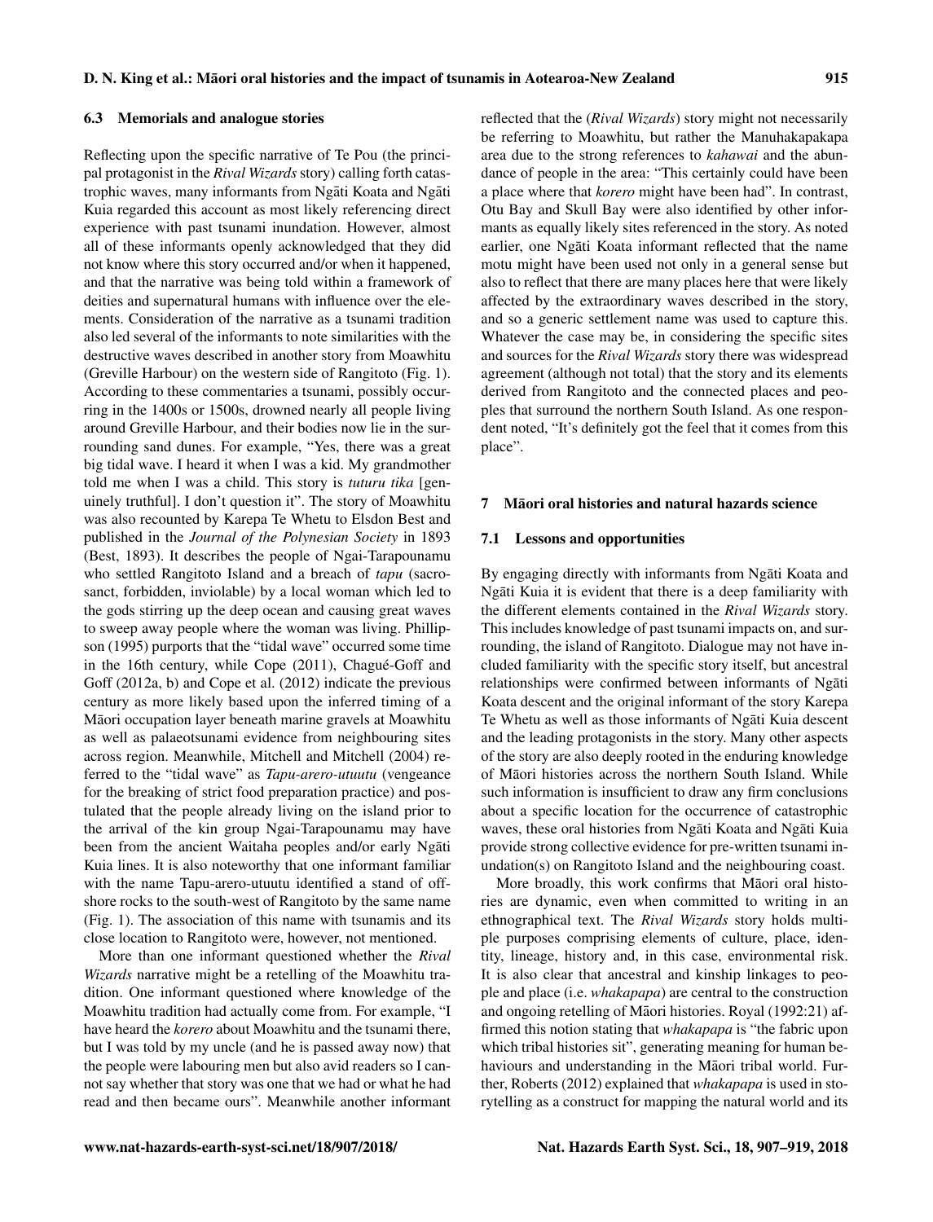### 6.3 Memorials and analogue stories

Reflecting upon the specific narrative of Te Pou (the principal protagonist in the *Rival Wizards* story) calling forth catastrophic waves, many informants from Ngāti Koata and Ngāti Kuia regarded this account as most likely referencing direct experience with past tsunami inundation. However, almost all of these informants openly acknowledged that they did not know where this story occurred and/or when it happened, and that the narrative was being told within a framework of deities and supernatural humans with influence over the elements. Consideration of the narrative as a tsunami tradition also led several of the informants to note similarities with the destructive waves described in another story from Moawhitu (Greville Harbour) on the western side of Rangitoto (Fig. 1). According to these commentaries a tsunami, possibly occurring in the 1400s or 1500s, drowned nearly all people living around Greville Harbour, and their bodies now lie in the surrounding sand dunes. For example, "Yes, there was a great big tidal wave. I heard it when I was a kid. My grandmother told me when I was a child. This story is *tuturu tika* [genuinely truthful]. I don't question it". The story of Moawhitu was also recounted by Karepa Te Whetu to Elsdon Best and published in the *Journal of the Polynesian Society* in 1893 (Best, 1893). It describes the people of Ngai-Tarapounamu who settled Rangitoto Island and a breach of *tapu* (sacrosanct, forbidden, inviolable) by a local woman which led to the gods stirring up the deep ocean and causing great waves to sweep away people where the woman was living. Phillipson (1995) purports that the "tidal wave" occurred some time in the 16th century, while Cope (2011), Chagué-Goff and Goff (2012a, b) and Cope et al. (2012) indicate the previous century as more likely based upon the inferred timing of a Māori occupation layer beneath marine gravels at Moawhitu as well as palaeotsunami evidence from neighbouring sites across region. Meanwhile, Mitchell and Mitchell (2004) referred to the "tidal wave" as *Tapu-arero-utuutu* (vengeance for the breaking of strict food preparation practice) and postulated that the people already living on the island prior to the arrival of the kin group Ngai-Tarapounamu may have been from the ancient Waitaha peoples and/or early Ngāti Kuia lines. It is also noteworthy that one informant familiar with the name Tapu-arero-utuutu identified a stand of offshore rocks to the south-west of Rangitoto by the same name (Fig. 1). The association of this name with tsunamis and its close location to Rangitoto were, however, not mentioned.

More than one informant questioned whether the *Rival Wizards* narrative might be a retelling of the Moawhitu tradition. One informant questioned where knowledge of the Moawhitu tradition had actually come from. For example, "I have heard the *korero* about Moawhitu and the tsunami there, but I was told by my uncle (and he is passed away now) that the people were labouring men but also avid readers so I cannot say whether that story was one that we had or what he had read and then became ours". Meanwhile another informant reflected that the (*Rival Wizards*) story might not necessarily be referring to Moawhitu, but rather the Manuhakapakapa area due to the strong references to *kahawai* and the abundance of people in the area: "This certainly could have been a place where that *korero* might have been had". In contrast, Otu Bay and Skull Bay were also identified by other informants as equally likely sites referenced in the story. As noted earlier, one Ngāti Koata informant reflected that the name motu might have been used not only in a general sense but also to reflect that there are many places here that were likely affected by the extraordinary waves described in the story, and so a generic settlement name was used to capture this. Whatever the case may be, in considering the specific sites and sources for the *Rival Wizards* story there was widespread agreement (although not total) that the story and its elements derived from Rangitoto and the connected places and peoples that surround the northern South Island. As one respondent noted, "It's definitely got the feel that it comes from this place".

## 7 Māori oral histories and natural hazards science

### 7.1 Lessons and opportunities

By engaging directly with informants from Ngāti Koata and Ngāti Kuia it is evident that there is a deep familiarity with the different elements contained in the *Rival Wizards* story. This includes knowledge of past tsunami impacts on, and surrounding, the island of Rangitoto. Dialogue may not have included familiarity with the specific story itself, but ancestral relationships were confirmed between informants of Ngāti Koata descent and the original informant of the story Karepa Te Whetu as well as those informants of Ngāti Kuia descent and the leading protagonists in the story. Many other aspects of the story are also deeply rooted in the enduring knowledge of Māori histories across the northern South Island. While such information is insufficient to draw any firm conclusions about a specific location for the occurrence of catastrophic waves, these oral histories from Ngāti Koata and Ngāti Kuia provide strong collective evidence for pre-written tsunami inundation(s) on Rangitoto Island and the neighbouring coast.

More broadly, this work confirms that Māori oral histories are dynamic, even when committed to writing in an ethnographical text. The *Rival Wizards* story holds multiple purposes comprising elements of culture, place, identity, lineage, history and, in this case, environmental risk. It is also clear that ancestral and kinship linkages to people and place (i.e. *whakapapa*) are central to the construction and ongoing retelling of Māori histories. Royal (1992:21) affirmed this notion stating that *whakapapa* is "the fabric upon which tribal histories sit", generating meaning for human behaviours and understanding in the Māori tribal world. Further, Roberts (2012) explained that *whakapapa* is used in storytelling as a construct for mapping the natural world and its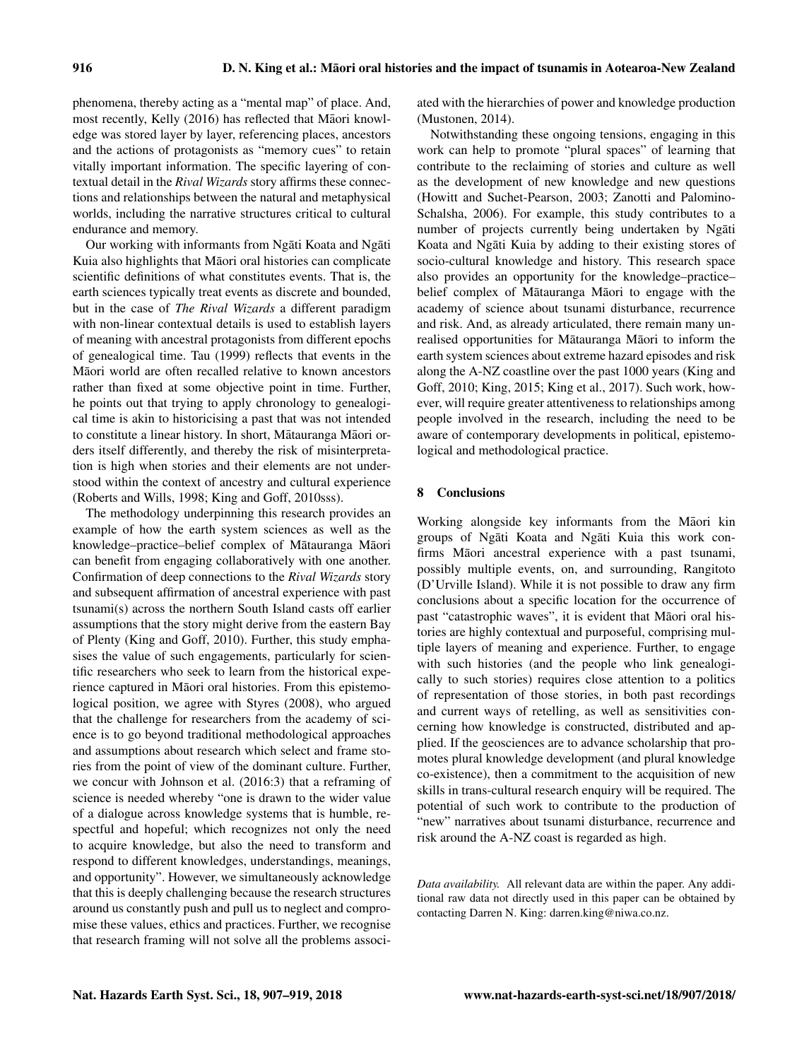phenomena, thereby acting as a "mental map" of place. And, most recently, Kelly (2016) has reflected that Māori knowledge was stored layer by layer, referencing places, ancestors and the actions of protagonists as "memory cues" to retain vitally important information. The specific layering of contextual detail in the *Rival Wizards* story affirms these connections and relationships between the natural and metaphysical worlds, including the narrative structures critical to cultural endurance and memory.

Our working with informants from Ngāti Koata and Ngāti Kuia also highlights that Māori oral histories can complicate scientific definitions of what constitutes events. That is, the earth sciences typically treat events as discrete and bounded, but in the case of *The Rival Wizards* a different paradigm with non-linear contextual details is used to establish layers of meaning with ancestral protagonists from different epochs of genealogical time. Tau (1999) reflects that events in the Māori world are often recalled relative to known ancestors rather than fixed at some objective point in time. Further, he points out that trying to apply chronology to genealogical time is akin to historicising a past that was not intended to constitute a linear history. In short, Mātauranga Māori orders itself differently, and thereby the risk of misinterpretation is high when stories and their elements are not understood within the context of ancestry and cultural experience (Roberts and Wills, 1998; King and Goff, 2010sss).

The methodology underpinning this research provides an example of how the earth system sciences as well as the knowledge–practice–belief complex of Mātauranga Māori can benefit from engaging collaboratively with one another. Confirmation of deep connections to the *Rival Wizards* story and subsequent affirmation of ancestral experience with past tsunami(s) across the northern South Island casts off earlier assumptions that the story might derive from the eastern Bay of Plenty (King and Goff, 2010). Further, this study emphasises the value of such engagements, particularly for scientific researchers who seek to learn from the historical experience captured in Māori oral histories. From this epistemological position, we agree with Styres (2008), who argued that the challenge for researchers from the academy of science is to go beyond traditional methodological approaches and assumptions about research which select and frame stories from the point of view of the dominant culture. Further, we concur with Johnson et al. (2016:3) that a reframing of science is needed whereby "one is drawn to the wider value of a dialogue across knowledge systems that is humble, respectful and hopeful; which recognizes not only the need to acquire knowledge, but also the need to transform and respond to different knowledges, understandings, meanings, and opportunity". However, we simultaneously acknowledge that this is deeply challenging because the research structures around us constantly push and pull us to neglect and compromise these values, ethics and practices. Further, we recognise that research framing will not solve all the problems associated with the hierarchies of power and knowledge production (Mustonen, 2014).

Notwithstanding these ongoing tensions, engaging in this work can help to promote "plural spaces" of learning that contribute to the reclaiming of stories and culture as well as the development of new knowledge and new questions (Howitt and Suchet-Pearson, 2003; Zanotti and Palomino-Schalsha, 2006). For example, this study contributes to a number of projects currently being undertaken by Ngāti Koata and Ngāti Kuia by adding to their existing stores of socio-cultural knowledge and history. This research space also provides an opportunity for the knowledge–practice–belief complex of Mātauranga Māori to engage with the academy of science about tsunami disturbance, recurrence and risk. And, as already articulated, there remain many unrealised opportunities for Mātauranga Māori to inform the earth system sciences about extreme hazard episodes and risk along the A-NZ coastline over the past 1000 years (King and Goff, 2010; King, 2015; King et al., 2017). Such work, however, will require greater attentiveness to relationships among people involved in the research, including the need to be aware of contemporary developments in political, epistemological and methodological practice.

## 8 Conclusions

Working alongside key informants from the Māori kin groups of Ngāti Koata and Ngāti Kuia this work confirms Māori ancestral experience with a past tsunami, possibly multiple events, on, and surrounding, Rangitoto (D'Urville Island). While it is not possible to draw any firm conclusions about a specific location for the occurrence of past "catastrophic waves", it is evident that Māori oral histories are highly contextual and purposeful, comprising multiple layers of meaning and experience. Further, to engage with such histories (and the people who link genealogically to such stories) requires close attention to a politics of representation of those stories, in both past recordings and current ways of retelling, as well as sensitivities concerning how knowledge is constructed, distributed and applied. If the geosciences are to advance scholarship that promotes plural knowledge development (and plural knowledge co-existence), then a commitment to the acquisition of new skills in trans-cultural research enquiry will be required. The potential of such work to contribute to the production of "new" narratives about tsunami disturbance, recurrence and risk around the A-NZ coast is regarded as high.

*Data availability.* All relevant data are within the paper. Any additional raw data not directly used in this paper can be obtained by contacting Darren N. King: darren.king@niwa.co.nz.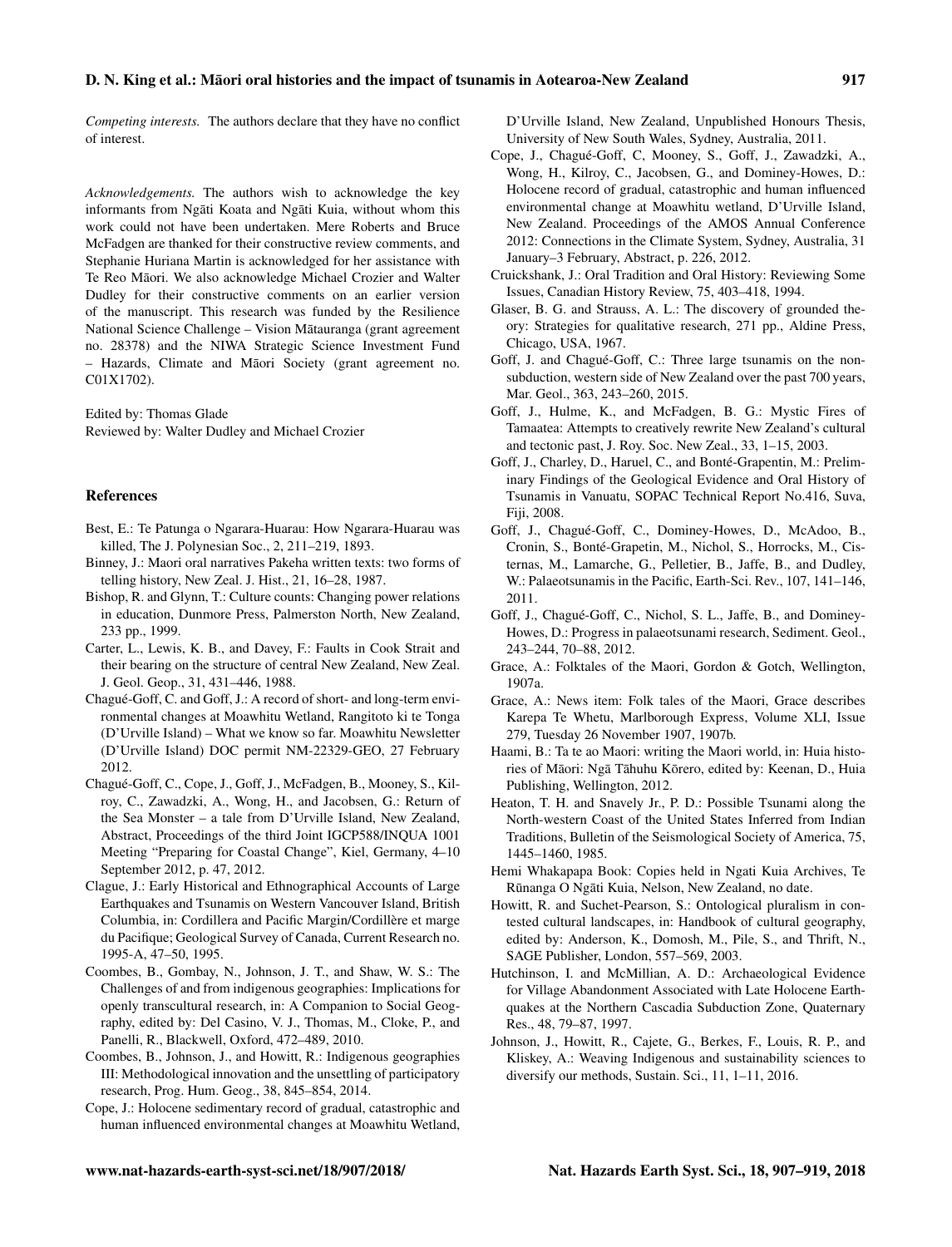*Competing interests.* The authors declare that they have no conflict of interest.

*Acknowledgements.* The authors wish to acknowledge the key informants from Ngāti Koata and Ngāti Kuia, without whom this work could not have been undertaken. Mere Roberts and Bruce McFadgen are thanked for their constructive review comments, and Stephanie Huriana Martin is acknowledged for her assistance with Te Reo Māori. We also acknowledge Michael Crozier and Walter Dudley for their constructive comments on an earlier version of the manuscript. This research was funded by the Resilience National Science Challenge – Vision Mātauranga (grant agreement no. 28378) and the NIWA Strategic Science Investment Fund – Hazards, Climate and Māori Society (grant agreement no. C01X1702).

Edited by: Thomas Glade
Reviewed by: Walter Dudley and Michael Crozier

## References

Best, E.: Te Patunga o Ngarara-Huarau: How Ngarara-Huarau was killed, The J. Polynesian Soc., 2, 211–219, 1893.

Binney, J.: Maori oral narratives Pakeha written texts: two forms of telling history, New Zeal. J. Hist., 21, 16–28, 1987.

Bishop, R. and Glynn, T.: Culture counts: Changing power relations in education, Dunmore Press, Palmerston North, New Zealand, 233 pp., 1999.

Carter, L., Lewis, K. B., and Davey, F.: Faults in Cook Strait and their bearing on the structure of central New Zealand, New Zeal. J. Geol. Geop., 31, 431–446, 1988.

Chagué-Goff, C. and Goff, J.: A record of short- and long-term environmental changes at Moawhitu Wetland, Rangitoto ki te Tonga (D'Urville Island) – What we know so far. Moawhitu Newsletter (D'Urville Island) DOC permit NM-22329-GEO, 27 February 2012.

Chagué-Goff, C., Cope, J., Goff, J., McFadgen, B., Mooney, S., Kilroy, C., Zawadzki, A., Wong, H., and Jacobsen, G.: Return of the Sea Monster – a tale from D'Urville Island, New Zealand, Abstract, Proceedings of the third Joint IGCP588/INQUA 1001 Meeting "Preparing for Coastal Change", Kiel, Germany, 4–10 September 2012, p. 47, 2012.

Clague, J.: Early Historical and Ethnographical Accounts of Large Earthquakes and Tsunamis on Western Vancouver Island, British Columbia, in: Cordillera and Pacific Margin/Cordillère et marge du Pacifique; Geological Survey of Canada, Current Research no. 1995-A, 47–50, 1995.

Coombes, B., Gombay, N., Johnson, J. T., and Shaw, W. S.: The Challenges of and from indigenous geographies: Implications for openly transcultural research, in: A Companion to Social Geography, edited by: Del Casino, V. J., Thomas, M., Cloke, P., and Panelli, R., Blackwell, Oxford, 472–489, 2010.

Coombes, B., Johnson, J., and Howitt, R.: Indigenous geographies III: Methodological innovation and the unsettling of participatory research, Prog. Hum. Geog., 38, 845–854, 2014.

Cope, J.: Holocene sedimentary record of gradual, catastrophic and human influenced environmental changes at Moawhitu Wetland, D'Urville Island, New Zealand, Unpublished Honours Thesis, University of New South Wales, Sydney, Australia, 2011.

Cope, J., Chagué-Goff, C, Mooney, S., Goff, J., Zawadzki, A., Wong, H., Kilroy, C., Jacobsen, G., and Dominey-Howes, D.: Holocene record of gradual, catastrophic and human influenced environmental change at Moawhitu wetland, D'Urville Island, New Zealand. Proceedings of the AMOS Annual Conference 2012: Connections in the Climate System, Sydney, Australia, 31 January–3 February, Abstract, p. 226, 2012.

Cruickshank, J.: Oral Tradition and Oral History: Reviewing Some Issues, Canadian History Review, 75, 403–418, 1994.

Glaser, B. G. and Strauss, A. L.: The discovery of grounded theory: Strategies for qualitative research, 271 pp., Aldine Press, Chicago, USA, 1967.

Goff, J. and Chagué-Goff, C.: Three large tsunamis on the non-subduction, western side of New Zealand over the past 700 years, Mar. Geol., 363, 243–260, 2015.

Goff, J., Hulme, K., and McFadgen, B. G.: Mystic Fires of Tamaatea: Attempts to creatively rewrite New Zealand's cultural and tectonic past, J. Roy. Soc. New Zeal., 33, 1–15, 2003.

Goff, J., Charley, D., Haruel, C., and Bonté-Grapentin, M.: Preliminary Findings of the Geological Evidence and Oral History of Tsunamis in Vanuatu, SOPAC Technical Report No.416, Suva, Fiji, 2008.

Goff, J., Chagué-Goff, C., Dominey-Howes, D., McAdoo, B., Cronin, S., Bonté-Grapetin, M., Nichol, S., Horrocks, M., Cisternas, M., Lamarche, G., Pelletier, B., Jaffe, B., and Dudley, W.: Palaeotsunamis in the Pacific, Earth-Sci. Rev., 107, 141–146, 2011.

Goff, J., Chagué-Goff, C., Nichol, S. L., Jaffe, B., and Dominey-Howes, D.: Progress in palaeotsunami research, Sediment. Geol., 243–244, 70–88, 2012.

Grace, A.: Folktales of the Maori, Gordon & Gotch, Wellington, 1907a.

Grace, A.: News item: Folk tales of the Maori, Grace describes Karepa Te Whetu, Marlborough Express, Volume XLI, Issue 279, Tuesday 26 November 1907, 1907b.

Haami, B.: Ta te ao Maori: writing the Maori world, in: Huia histories of Māori: Ngā Tāhuhu Kōrero, edited by: Keenan, D., Huia Publishing, Wellington, 2012.

Heaton, T. H. and Snavely Jr., P. D.: Possible Tsunami along the North-western Coast of the United States Inferred from Indian Traditions, Bulletin of the Seismological Society of America, 75, 1445–1460, 1985.

Hemi Whakapapa Book: Copies held in Ngati Kuia Archives, Te Rūnanga O Ngāti Kuia, Nelson, New Zealand, no date.

Howitt, R. and Suchet-Pearson, S.: Ontological pluralism in contested cultural landscapes, in: Handbook of cultural geography, edited by: Anderson, K., Domosh, M., Pile, S., and Thrift, N., SAGE Publisher, London, 557–569, 2003.

Hutchinson, I. and McMillian, A. D.: Archaeological Evidence for Village Abandonment Associated with Late Holocene Earthquakes at the Northern Cascadia Subduction Zone, Quaternary Res., 48, 79–87, 1997.

Johnson, J., Howitt, R., Cajete, G., Berkes, F., Louis, R. P., and Kliskey, A.: Weaving Indigenous and sustainability sciences to diversify our methods, Sustain. Sci., 11, 1–11, 2016.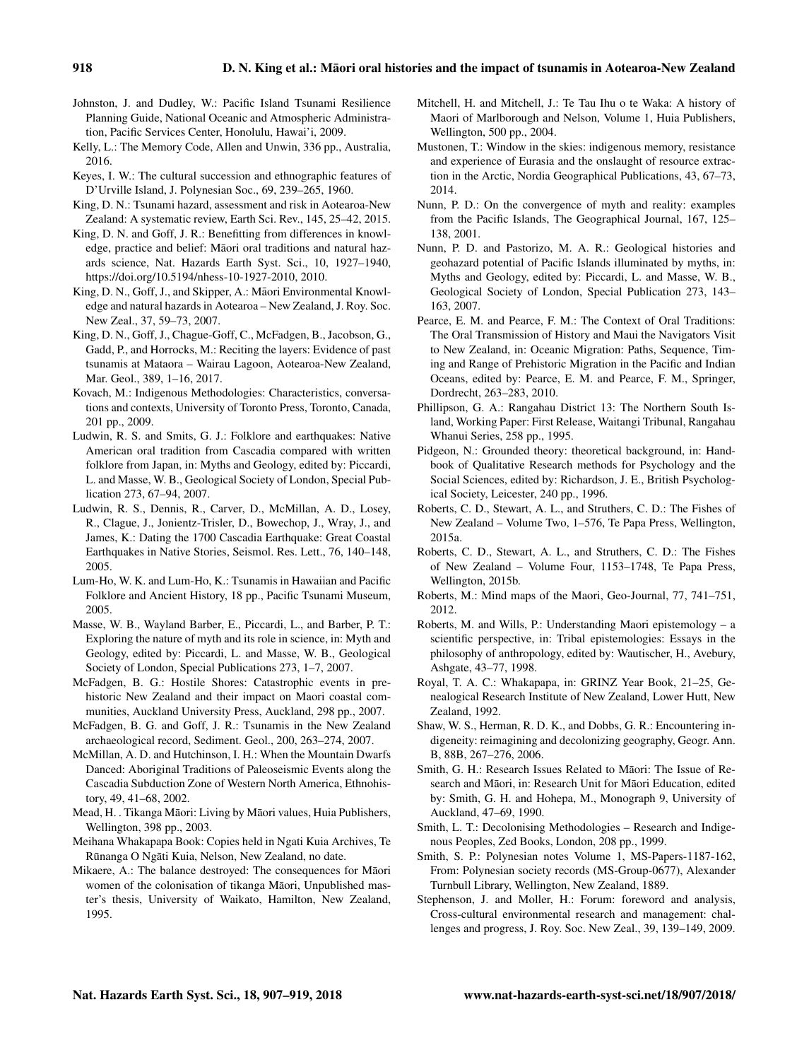Johnston, J. and Dudley, W.: Pacific Island Tsunami Resilience Planning Guide, National Oceanic and Atmospheric Administration, Pacific Services Center, Honolulu, Hawai'i, 2009.

Kelly, L.: The Memory Code, Allen and Unwin, 336 pp., Australia, 2016.

Keyes, I. W.: The cultural succession and ethnographic features of D'Urville Island, J. Polynesian Soc., 69, 239–265, 1960.

King, D. N.: Tsunami hazard, assessment and risk in Aotearoa-New Zealand: A systematic review, Earth Sci. Rev., 145, 25–42, 2015.

King, D. N. and Goff, J. R.: Benefitting from differences in knowledge, practice and belief: Māori oral traditions and natural hazards science, Nat. Hazards Earth Syst. Sci., 10, 1927–1940, https://doi.org/10.5194/nhess-10-1927-2010, 2010.

King, D. N., Goff, J., and Skipper, A.: Māori Environmental Knowledge and natural hazards in Aotearoa – New Zealand, J. Roy. Soc. New Zeal., 37, 59–73, 2007.

King, D. N., Goff, J., Chague-Goff, C., McFadgen, B., Jacobson, G., Gadd, P., and Horrocks, M.: Reciting the layers: Evidence of past tsunamis at Mataora – Wairau Lagoon, Aotearoa-New Zealand, Mar. Geol., 389, 1–16, 2017.

Kovach, M.: Indigenous Methodologies: Characteristics, conversations and contexts, University of Toronto Press, Toronto, Canada, 201 pp., 2009.

Ludwin, R. S. and Smits, G. J.: Folklore and earthquakes: Native American oral tradition from Cascadia compared with written folklore from Japan, in: Myths and Geology, edited by: Piccardi, L. and Masse, W. B., Geological Society of London, Special Publication 273, 67–94, 2007.

Ludwin, R. S., Dennis, R., Carver, D., McMillan, A. D., Losey, R., Clague, J., Jonientz-Trisler, D., Bowechop, J., Wray, J., and James, K.: Dating the 1700 Cascadia Earthquake: Great Coastal Earthquakes in Native Stories, Seismol. Res. Lett., 76, 140–148, 2005.

Lum-Ho, W. K. and Lum-Ho, K.: Tsunamis in Hawaiian and Pacific Folklore and Ancient History, 18 pp., Pacific Tsunami Museum, 2005.

Masse, W. B., Wayland Barber, E., Piccardi, L., and Barber, P. T.: Exploring the nature of myth and its role in science, in: Myth and Geology, edited by: Piccardi, L. and Masse, W. B., Geological Society of London, Special Publications 273, 1–7, 2007.

McFadgen, B. G.: Hostile Shores: Catastrophic events in prehistoric New Zealand and their impact on Maori coastal communities, Auckland University Press, Auckland, 298 pp., 2007.

McFadgen, B. G. and Goff, J. R.: Tsunamis in the New Zealand archaeological record, Sediment. Geol., 200, 263–274, 2007.

McMillan, A. D. and Hutchinson, I. H.: When the Mountain Dwarfs Danced: Aboriginal Traditions of Paleoseismic Events along the Cascadia Subduction Zone of Western North America, Ethnohistory, 49, 41–68, 2002.

Mead, H. . Tikanga Māori: Living by Māori values, Huia Publishers, Wellington, 398 pp., 2003.

Meihana Whakapapa Book: Copies held in Ngati Kuia Archives, Te Rūnanga O Ngāti Kuia, Nelson, New Zealand, no date.

Mikaere, A.: The balance destroyed: The consequences for Māori women of the colonisation of tikanga Māori, Unpublished master's thesis, University of Waikato, Hamilton, New Zealand, 1995.

Mitchell, H. and Mitchell, J.: Te Tau Ihu o te Waka: A history of Maori of Marlborough and Nelson, Volume 1, Huia Publishers, Wellington, 500 pp., 2004.

Mustonen, T.: Window in the skies: indigenous memory, resistance and experience of Eurasia and the onslaught of resource extraction in the Arctic, Nordia Geographical Publications, 43, 67–73, 2014.

Nunn, P. D.: On the convergence of myth and reality: examples from the Pacific Islands, The Geographical Journal, 167, 125–138, 2001.

Nunn, P. D. and Pastorizo, M. A. R.: Geological histories and geohazard potential of Pacific Islands illuminated by myths, in: Myths and Geology, edited by: Piccardi, L. and Masse, W. B., Geological Society of London, Special Publication 273, 143–163, 2007.

Pearce, E. M. and Pearce, F. M.: The Context of Oral Traditions: The Oral Transmission of History and Maui the Navigators Visit to New Zealand, in: Oceanic Migration: Paths, Sequence, Timing and Range of Prehistoric Migration in the Pacific and Indian Oceans, edited by: Pearce, E. M. and Pearce, F. M., Springer, Dordrecht, 263–283, 2010.

Phillipson, G. A.: Rangahau District 13: The Northern South Island, Working Paper: First Release, Waitangi Tribunal, Rangahau Whanui Series, 258 pp., 1995.

Pidgeon, N.: Grounded theory: theoretical background, in: Handbook of Qualitative Research methods for Psychology and the Social Sciences, edited by: Richardson, J. E., British Psychological Society, Leicester, 240 pp., 1996.

Roberts, C. D., Stewart, A. L., and Struthers, C. D.: The Fishes of New Zealand – Volume Two, 1–576, Te Papa Press, Wellington, 2015a.

Roberts, C. D., Stewart, A. L., and Struthers, C. D.: The Fishes of New Zealand – Volume Four, 1153–1748, Te Papa Press, Wellington, 2015b.

Roberts, M.: Mind maps of the Maori, Geo-Journal, 77, 741–751, 2012.

Roberts, M. and Wills, P.: Understanding Maori epistemology – a scientific perspective, in: Tribal epistemologies: Essays in the philosophy of anthropology, edited by: Wautischer, H., Avebury, Ashgate, 43–77, 1998.

Royal, T. A. C.: Whakapapa, in: GRINZ Year Book, 21–25, Genealogical Research Institute of New Zealand, Lower Hutt, New Zealand, 1992.

Shaw, W. S., Herman, R. D. K., and Dobbs, G. R.: Encountering indigeneity: reimagining and decolonizing geography, Geogr. Ann. B, 88B, 267–276, 2006.

Smith, G. H.: Research Issues Related to Māori: The Issue of Research and Māori, in: Research Unit for Māori Education, edited by: Smith, G. H. and Hohepa, M., Monograph 9, University of Auckland, 47–69, 1990.

Smith, L. T.: Decolonising Methodologies – Research and Indigenous Peoples, Zed Books, London, 208 pp., 1999.

Smith, S. P.: Polynesian notes Volume 1, MS-Papers-1187-162, From: Polynesian society records (MS-Group-0677), Alexander Turnbull Library, Wellington, New Zealand, 1889.

Stephenson, J. and Moller, H.: Forum: foreword and analysis, Cross-cultural environmental research and management: challenges and progress, J. Roy. Soc. New Zeal., 39, 139–149, 2009.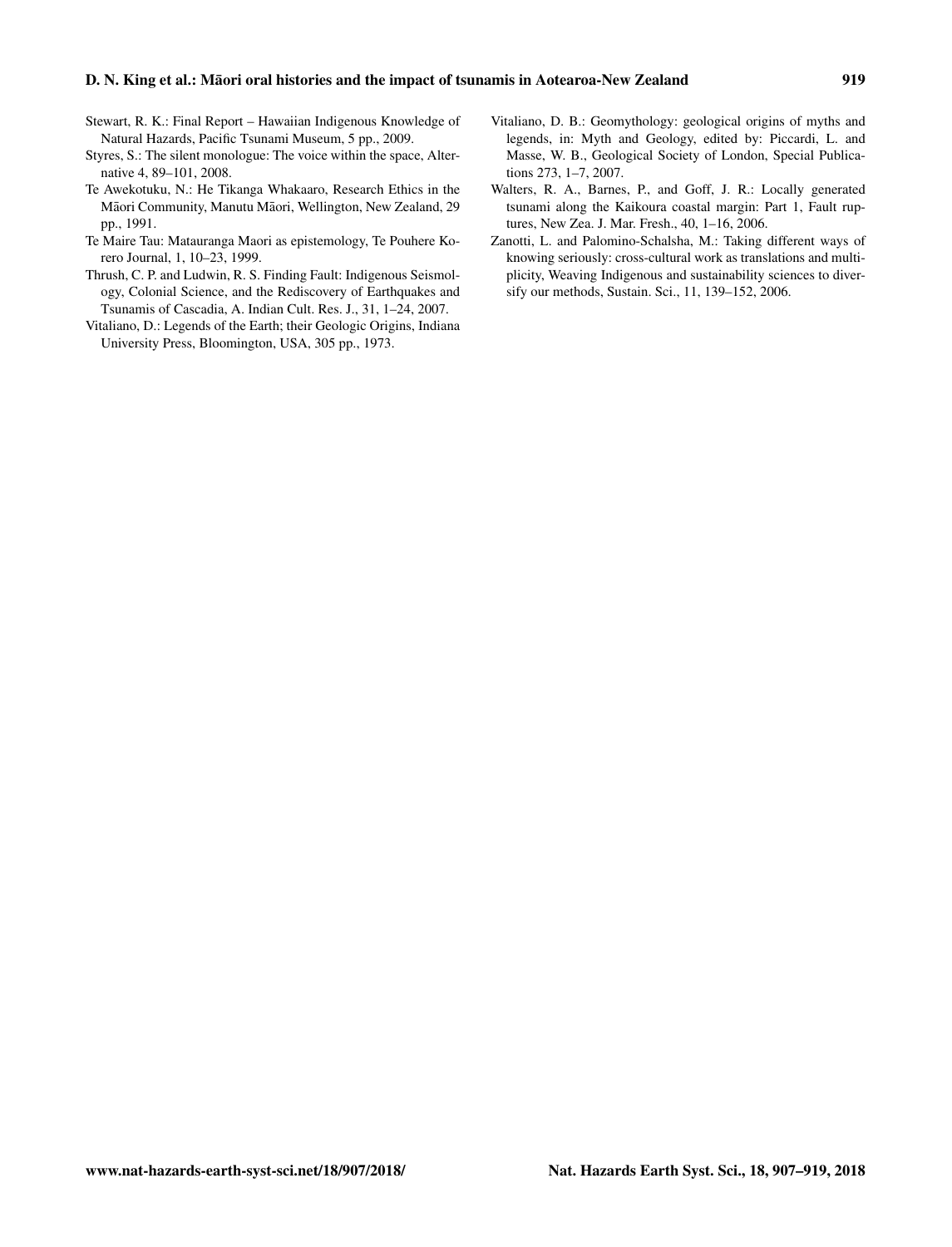Stewart, R. K.: Final Report – Hawaiian Indigenous Knowledge of Natural Hazards, Pacific Tsunami Museum, 5 pp., 2009.

Styres, S.: The silent monologue: The voice within the space, Alternative 4, 89–101, 2008.

Te Awekotuku, N.: He Tikanga Whakaaro, Research Ethics in the Māori Community, Manutu Māori, Wellington, New Zealand, 29 pp., 1991.

Te Maire Tau: Matauranga Maori as epistemology, Te Pouhere Korero Journal, 1, 10–23, 1999.

Thrush, C. P. and Ludwin, R. S. Finding Fault: Indigenous Seismology, Colonial Science, and the Rediscovery of Earthquakes and Tsunamis of Cascadia, A. Indian Cult. Res. J., 31, 1–24, 2007.

Vitaliano, D.: Legends of the Earth; their Geologic Origins, Indiana University Press, Bloomington, USA, 305 pp., 1973.

Vitaliano, D. B.: Geomythology: geological origins of myths and legends, in: Myth and Geology, edited by: Piccardi, L. and Masse, W. B., Geological Society of London, Special Publications 273, 1–7, 2007.

Walters, R. A., Barnes, P., and Goff, J. R.: Locally generated tsunami along the Kaikoura coastal margin: Part 1, Fault ruptures, New Zea. J. Mar. Fresh., 40, 1–16, 2006.

Zanotti, L. and Palomino-Schalsha, M.: Taking different ways of knowing seriously: cross-cultural work as translations and multiplicity, Weaving Indigenous and sustainability sciences to diversify our methods, Sustain. Sci., 11, 139–152, 2006.